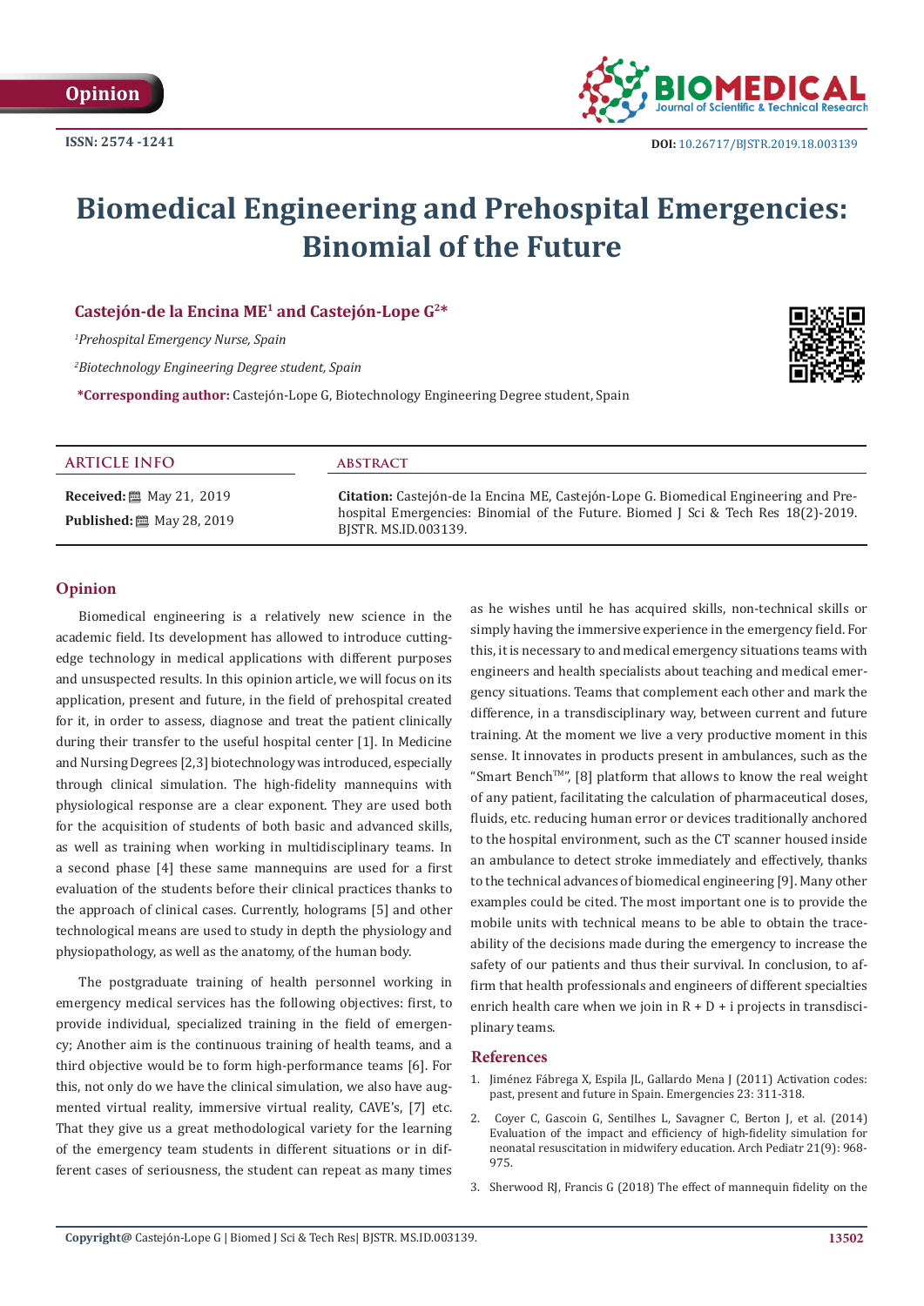Opinion

ISSN: 2574 -1241

DOI: 10.26717/BJSTR.2019.18.003139

# Biomedical Engineering and Prehospital Emergencies: Binomial of the Future

**Castejón-de la Encina ME[1] and Castejón-Lope G[2]***

*[1]Prehospital Emergency Nurse, Spain*

*[2]Biotechnology Engineering Degree student, Spain*

***Corresponding author:** Castejón-Lope G, Biotechnology Engineering Degree student, Spain

## ARTICLE INFO

**Received:** May 21, 2019

**Published:** May 28, 2019

## ABSTRACT

**Citation:** Castejón-de la Encina ME, Castejón-Lope G. Biomedical Engineering and Prehospital Emergencies: Binomial of the Future. Biomed J Sci & Tech Res 18(2)-2019. BJSTR. MS.ID.003139.

## Opinion

Biomedical engineering is a relatively new science in the academic field. Its development has allowed to introduce cutting-edge technology in medical applications with different purposes and unsuspected results. In this opinion article, we will focus on its application, present and future, in the field of prehospital created for it, in order to assess, diagnose and treat the patient clinically during their transfer to the useful hospital center [1]. In Medicine and Nursing Degrees [2,3] biotechnology was introduced, especially through clinical simulation. The high-fidelity mannequins with physiological response are a clear exponent. They are used both for the acquisition of students of both basic and advanced skills, as well as training when working in multidisciplinary teams. In a second phase [4] these same mannequins are used for a first evaluation of the students before their clinical practices thanks to the approach of clinical cases. Currently, holograms [5] and other technological means are used to study in depth the physiology and physiopathology, as well as the anatomy, of the human body.

The postgraduate training of health personnel working in emergency medical services has the following objectives: first, to provide individual, specialized training in the field of emergency; Another aim is the continuous training of health teams, and a third objective would be to form high-performance teams [6]. For this, not only do we have the clinical simulation, we also have augmented virtual reality, immersive virtual reality, CAVE's, [7] etc. That they give us a great methodological variety for the learning of the emergency team students in different situations or in different cases of seriousness, the student can repeat as many times as he wishes until he has acquired skills, non-technical skills or simply having the immersive experience in the emergency field. For this, it is necessary to and medical emergency situations teams with engineers and health specialists about teaching and medical emergency situations. Teams that complement each other and mark the difference, in a transdisciplinary way, between current and future training. At the moment we live a very productive moment in this sense. It innovates in products present in ambulances, such as the "Smart Bench™", [8] platform that allows to know the real weight of any patient, facilitating the calculation of pharmaceutical doses, fluids, etc. reducing human error or devices traditionally anchored to the hospital environment, such as the CT scanner housed inside an ambulance to detect stroke immediately and effectively, thanks to the technical advances of biomedical engineering [9]. Many other examples could be cited. The most important one is to provide the mobile units with technical means to be able to obtain the traceability of the decisions made during the emergency to increase the safety of our patients and thus their survival. In conclusion, to affirm that health professionals and engineers of different specialties enrich health care when we join in R + D + i projects in transdisciplinary teams.

## References

1. Jiménez Fábrega X, Espila JL, Gallardo Mena J (2011) Activation codes: past, present and future in Spain. Emergencies 23: 311-318.
2. Coyer C, Gascoin G, Sentilhes L, Savagner C, Berton J, et al. (2014) Evaluation of the impact and efficiency of high-fidelity simulation for neonatal resuscitation in midwifery education. Arch Pediatr 21(9): 968-975.
3. Sherwood RJ, Francis G (2018) The effect of mannequin fidelity on the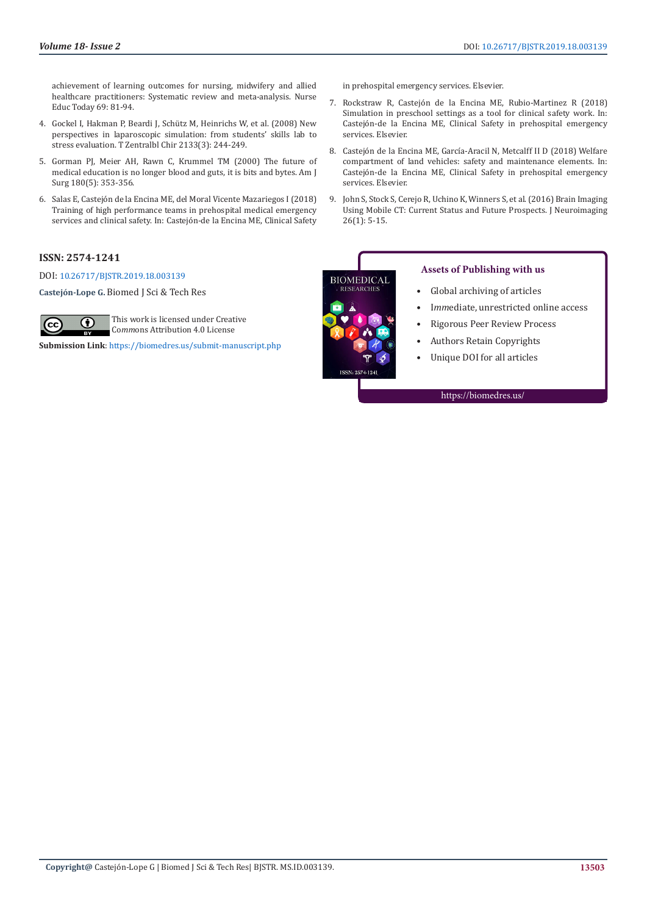achievement of learning outcomes for nursing, midwifery and allied healthcare practitioners: Systematic review and meta-analysis. Nurse Educ Today 69: 81-94.

4. Gockel I, Hakman P, Beardi J, Schütz M, Heinrichs W, et al. (2008) New perspectives in laparoscopic simulation: from students' skills lab to stress evaluation. T Zentralbl Chir 2133(3): 244-249.
5. Gorman PJ, Meier AH, Rawn C, Krummel TM (2000) The future of medical education is no longer blood and guts, it is bits and bytes. Am J Surg 180(5): 353-356.
6. Salas E, Castejón de la Encina ME, del Moral Vicente Mazariegos I (2018) Training of high performance teams in prehospital medical emergency services and clinical safety. In: Castejón-de la Encina ME, Clinical Safety in prehospital emergency services. Elsevier.
7. Rockstraw R, Castejón de la Encina ME, Rubio-Martinez R (2018) Simulation in preschool settings as a tool for clinical safety work. In: Castejón-de la Encina ME, Clinical Safety in prehospital emergency services. Elsevier.
8. Castejón de la Encina ME, García-Aracil N, Metcalff II D (2018) Welfare compartment of land vehicles: safety and maintenance elements. In: Castejón-de la Encina ME, Clinical Safety in prehospital emergency services. Elsevier.
9. John S, Stock S, Cerejo R, Uchino K, Winners S, et al. (2016) Brain Imaging Using Mobile CT: Current Status and Future Prospects. J Neuroimaging 26(1): 5-15.

**ISSN: 2574-1241**

DOI: 10.26717/BJSTR.2019.18.003139

**Castejón-Lope G.** Biomed J Sci & Tech Res

This work is licensed under Creative Commons Attribution 4.0 License

**Submission Link**: https://biomedres.us/submit-manuscript.php

**Assets of Publishing with us**

- Global archiving of articles
- Immediate, unrestricted online access
- Rigorous Peer Review Process
- Authors Retain Copyrights
- Unique DOI for all articles

https://biomedres.us/